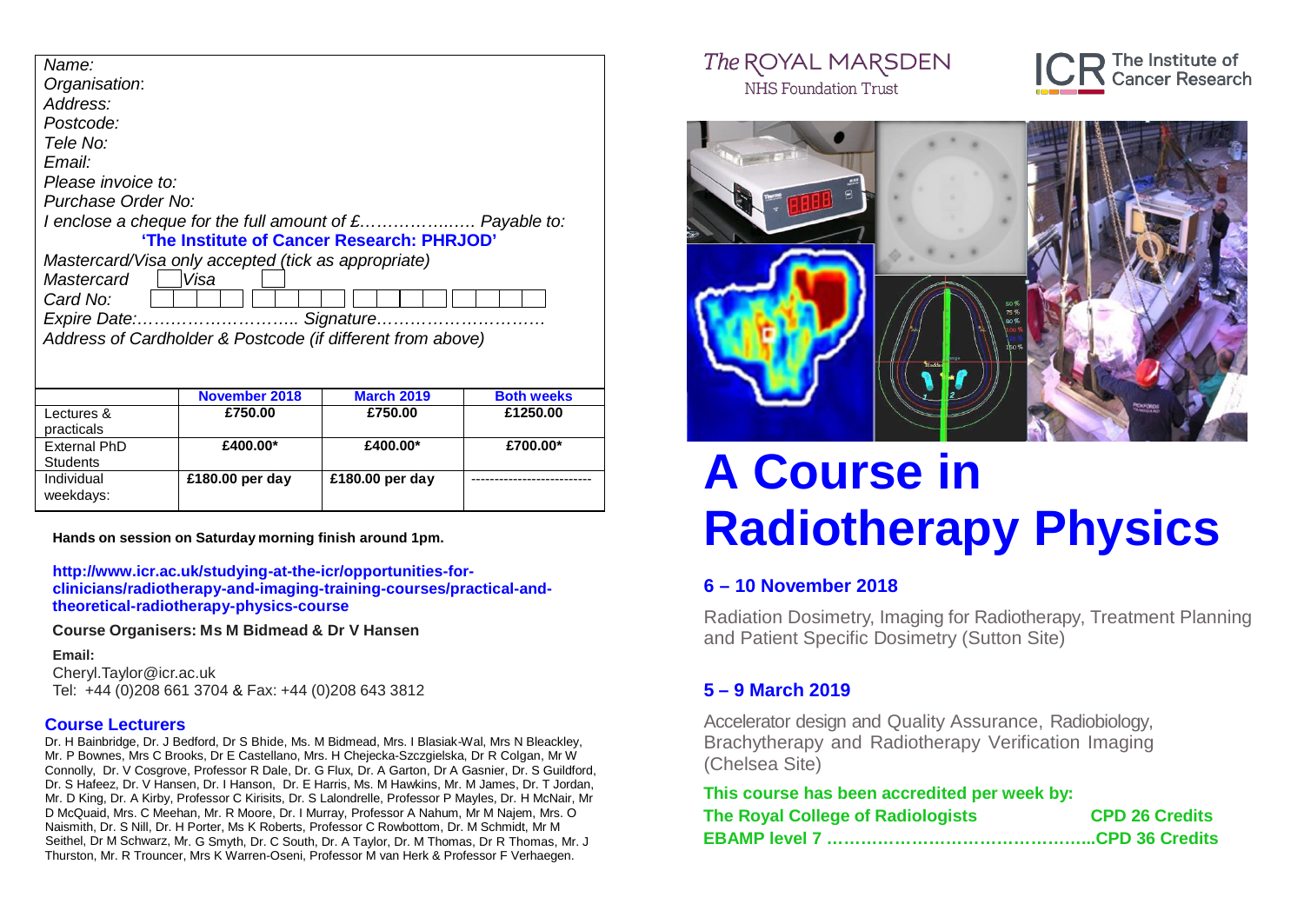*Name:*
*Organisation*:
*Address:*
*Postcode:*
*Tele No:*
*Email:*
*Please invoice to:*
*Purchase Order No:*
*I enclose a cheque for the full amount of £……………..…. Payable to:*

**'The Institute of Cancer Research: PHRJOD'**

*Mastercard/Visa only accepted (tick as appropriate)*
*Mastercard* ☐ *Visa* ☐
*Card No:* ☐☐☐☐ ☐☐☐☐ ☐☐☐☐ ☐☐☐☐
*Expire Date:……………………….. Signature…………………………*
*Address of Cardholder & Postcode (if different from above)*

| | **November 2018** | **March 2019** | **Both weeks** |
|---|---|---|---|
| Lectures & practicals | **£750.00** | **£750.00** | **£1250.00** |
| External PhD Students | **£400.00*** | **£400.00*** | **£700.00*** |
| Individual weekdays: | **£180.00 per day** | **£180.00 per day** | -------------------------- |

**Hands on session on Saturday morning finish around 1pm.**

**http://www.icr.ac.uk/studying-at-the-icr/opportunities-for-clinicians/radiotherapy-and-imaging-training-courses/practical-and-theoretical-radiotherapy-physics-course**

**Course Organisers: Ms M Bidmead & Dr V Hansen**

**Email:**
Cheryl.Taylor@icr.ac.uk
Tel: +44 (0)208 661 3704 & Fax: +44 (0)208 643 3812

## Course Lecturers

Dr. H Bainbridge, Dr. J Bedford, Dr S Bhide, Ms. M Bidmead, Mrs. I Blasiak-Wal, Mrs N Bleackley, Mr. P Bownes, Mrs C Brooks, Dr E Castellano, Mrs. H Chejecka-Szczgielska, Dr R Colgan, Mr W Connolly, Dr. V Cosgrove, Professor R Dale, Dr. G Flux, Dr. A Garton, Dr A Gasnier, Dr. S Guildford, Dr. S Hafeez, Dr. V Hansen, Dr. I Hanson, Dr. E Harris, Ms. M Hawkins, Mr. M James, Dr. T Jordan, Mr. D King, Dr. A Kirby, Professor C Kirisits, Dr. S Lalondrelle, Professor P Mayles, Dr. H McNair, Mr D McQuaid, Mrs. C Meehan, Mr. R Moore, Dr. I Murray, Professor A Nahum, Mr M Najem, Mrs. O Naismith, Dr. S Nill, Dr. H Porter, Ms K Roberts, Professor C Rowbottom, Dr. M Schmidt, Mr M Seithel, Dr M Schwarz, Mr. G Smyth, Dr. C South, Dr. A Taylor, Dr. M Thomas, Dr R Thomas, Mr. J Thurston, Mr. R Trouncer, Mrs K Warren-Oseni, Professor M van Herk & Professor F Verhaegen.

*The* ROYAL MARSDEN
NHS Foundation Trust

ICR The Institute of Cancer Research

# A Course in Radiotherapy Physics

## 6 – 10 November 2018

Radiation Dosimetry, Imaging for Radiotherapy, Treatment Planning and Patient Specific Dosimetry (Sutton Site)

## 5 – 9 March 2019

Accelerator design and Quality Assurance, Radiobiology, Brachytherapy and Radiotherapy Verification Imaging (Chelsea Site)

**This course has been accredited per week by:**
**The Royal College of Radiologists CPD 26 Credits**
**EBAMP level 7 …………………………………………..CPD 36 Credits**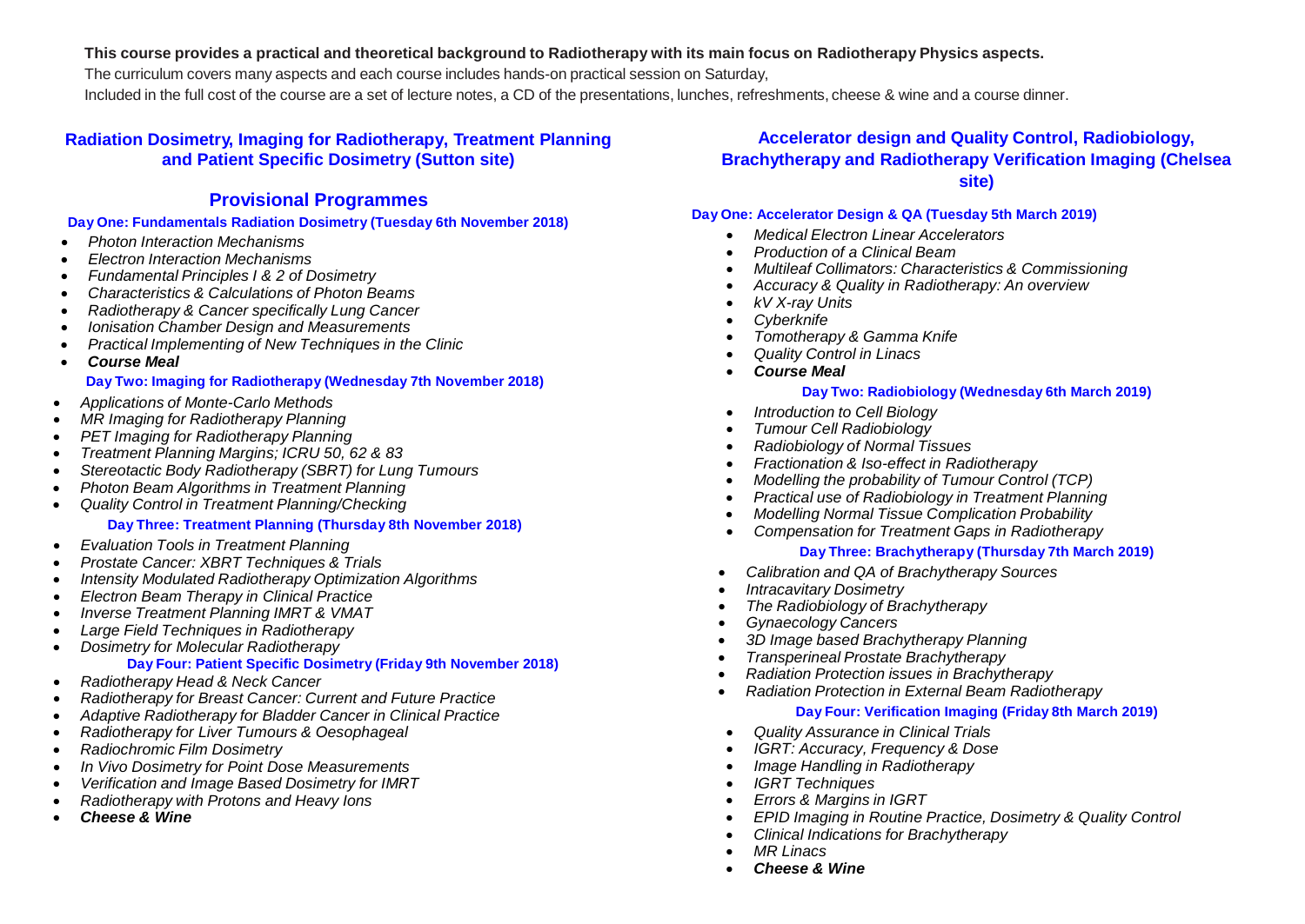**This course provides a practical and theoretical background to Radiotherapy with its main focus on Radiotherapy Physics aspects.**

The curriculum covers many aspects and each course includes hands-on practical session on Saturday,

Included in the full cost of the course are a set of lecture notes, a CD of the presentations, lunches, refreshments, cheese & wine and a course dinner.

## Radiation Dosimetry, Imaging for Radiotherapy, Treatment Planning and Patient Specific Dosimetry (Sutton site)

## Provisional Programmes

### Day One: Fundamentals Radiation Dosimetry (Tuesday 6th November 2018)

- *Photon Interaction Mechanisms*
- *Electron Interaction Mechanisms*
- *Fundamental Principles I & 2 of Dosimetry*
- *Characteristics & Calculations of Photon Beams*
- *Radiotherapy & Cancer specifically Lung Cancer*
- *Ionisation Chamber Design and Measurements*
- *Practical Implementing of New Techniques in the Clinic*
- ***Course Meal***

### Day Two: Imaging for Radiotherapy (Wednesday 7th November 2018)

- *Applications of Monte-Carlo Methods*
- *MR Imaging for Radiotherapy Planning*
- *PET Imaging for Radiotherapy Planning*
- *Treatment Planning Margins; ICRU 50, 62 & 83*
- *Stereotactic Body Radiotherapy (SBRT) for Lung Tumours*
- *Photon Beam Algorithms in Treatment Planning*
- *Quality Control in Treatment Planning/Checking*

### Day Three: Treatment Planning (Thursday 8th November 2018)

- *Evaluation Tools in Treatment Planning*
- *Prostate Cancer: XBRT Techniques & Trials*
- *Intensity Modulated Radiotherapy Optimization Algorithms*
- *Electron Beam Therapy in Clinical Practice*
- *Inverse Treatment Planning IMRT & VMAT*
- *Large Field Techniques in Radiotherapy*
- *Dosimetry for Molecular Radiotherapy*

### Day Four: Patient Specific Dosimetry (Friday 9th November 2018)

- *Radiotherapy Head & Neck Cancer*
- *Radiotherapy for Breast Cancer: Current and Future Practice*
- *Adaptive Radiotherapy for Bladder Cancer in Clinical Practice*
- *Radiotherapy for Liver Tumours & Oesophageal*
- *Radiochromic Film Dosimetry*
- *In Vivo Dosimetry for Point Dose Measurements*
- *Verification and Image Based Dosimetry for IMRT*
- *Radiotherapy with Protons and Heavy Ions*
- ***Cheese & Wine***

## Accelerator design and Quality Control, Radiobiology, Brachytherapy and Radiotherapy Verification Imaging (Chelsea site)

### Day One: Accelerator Design & QA (Tuesday 5th March 2019)

- *Medical Electron Linear Accelerators*
- *Production of a Clinical Beam*
- *Multileaf Collimators: Characteristics & Commissioning*
- *Accuracy & Quality in Radiotherapy: An overview*
- *kV X-ray Units*
- *Cyberknife*
- *Tomotherapy & Gamma Knife*
- *Quality Control in Linacs*
- ***Course Meal***

### Day Two: Radiobiology (Wednesday 6th March 2019)

- *Introduction to Cell Biology*
- *Tumour Cell Radiobiology*
- *Radiobiology of Normal Tissues*
- *Fractionation & Iso-effect in Radiotherapy*
- *Modelling the probability of Tumour Control (TCP)*
- *Practical use of Radiobiology in Treatment Planning*
- *Modelling Normal Tissue Complication Probability*
- *Compensation for Treatment Gaps in Radiotherapy*

### Day Three: Brachytherapy (Thursday 7th March 2019)

- *Calibration and QA of Brachytherapy Sources*
- *Intracavitary Dosimetry*
- *The Radiobiology of Brachytherapy*
- *Gynaecology Cancers*
- *3D Image based Brachytherapy Planning*
- *Transperineal Prostate Brachytherapy*
- *Radiation Protection issues in Brachytherapy*
- *Radiation Protection in External Beam Radiotherapy*

### Day Four: Verification Imaging (Friday 8th March 2019)

- *Quality Assurance in Clinical Trials*
- *IGRT: Accuracy, Frequency & Dose*
- *Image Handling in Radiotherapy*
- *IGRT Techniques*
- *Errors & Margins in IGRT*
- *EPID Imaging in Routine Practice, Dosimetry & Quality Control*
- *Clinical Indications for Brachytherapy*
- *MR Linacs*
- ***Cheese & Wine***